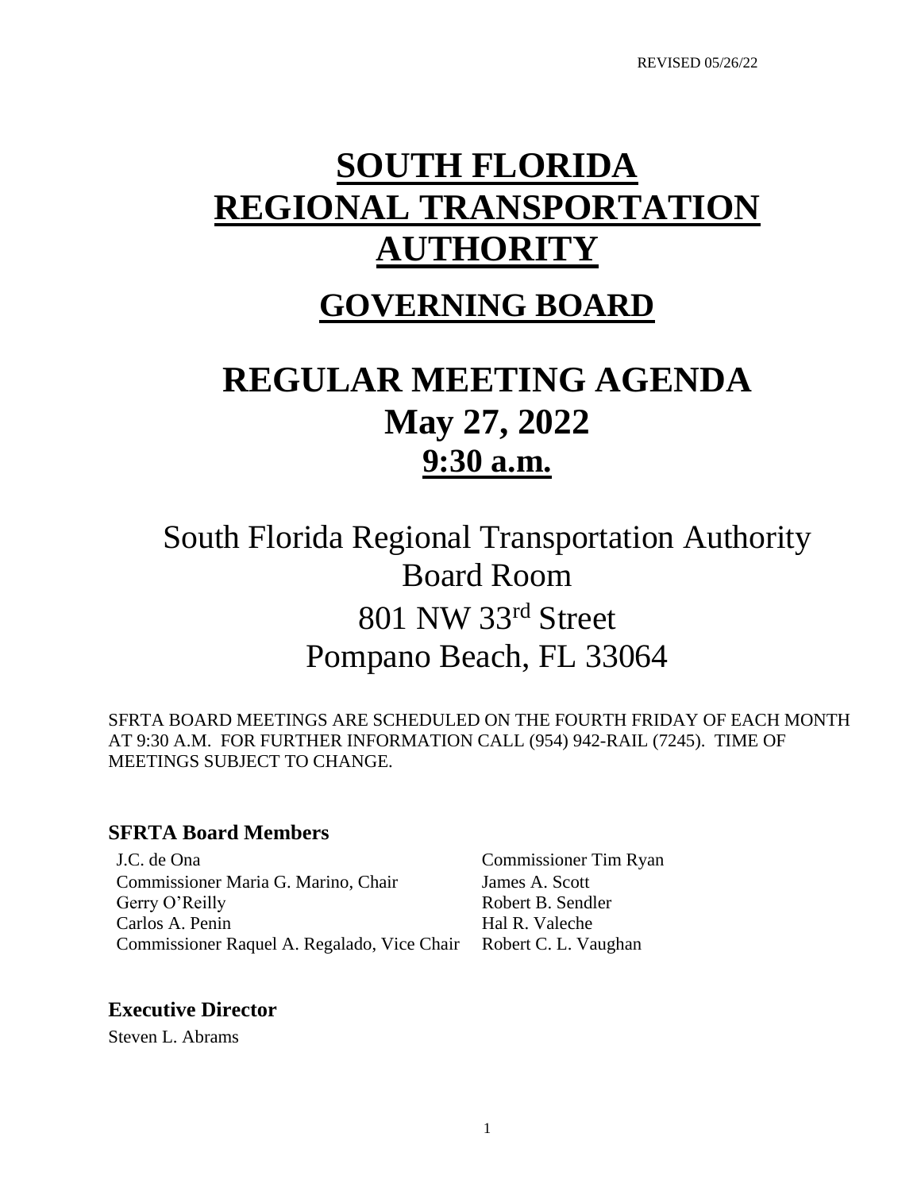REVISED 05/26/22

# SOUTH FLORIDA REGIONAL TRANSPORTATION AUTHORITY

## GOVERNING BOARD

# REGULAR MEETING AGENDA
# May 27, 2022
# 9:30 a.m.

South Florida Regional Transportation Authority
Board Room
801 NW 33rd Street
Pompano Beach, FL 33064

SFRTA BOARD MEETINGS ARE SCHEDULED ON THE FOURTH FRIDAY OF EACH MONTH AT 9:30 A.M. FOR FURTHER INFORMATION CALL (954) 942-RAIL (7245). TIME OF MEETINGS SUBJECT TO CHANGE.

### SFRTA Board Members

J.C. de Ona
Commissioner Maria G. Marino, Chair
Gerry O'Reilly
Carlos A. Penin
Commissioner Raquel A. Regalado, Vice Chair
Commissioner Tim Ryan
James A. Scott
Robert B. Sendler
Hal R. Valeche
Robert C. L. Vaughan

### Executive Director

Steven L. Abrams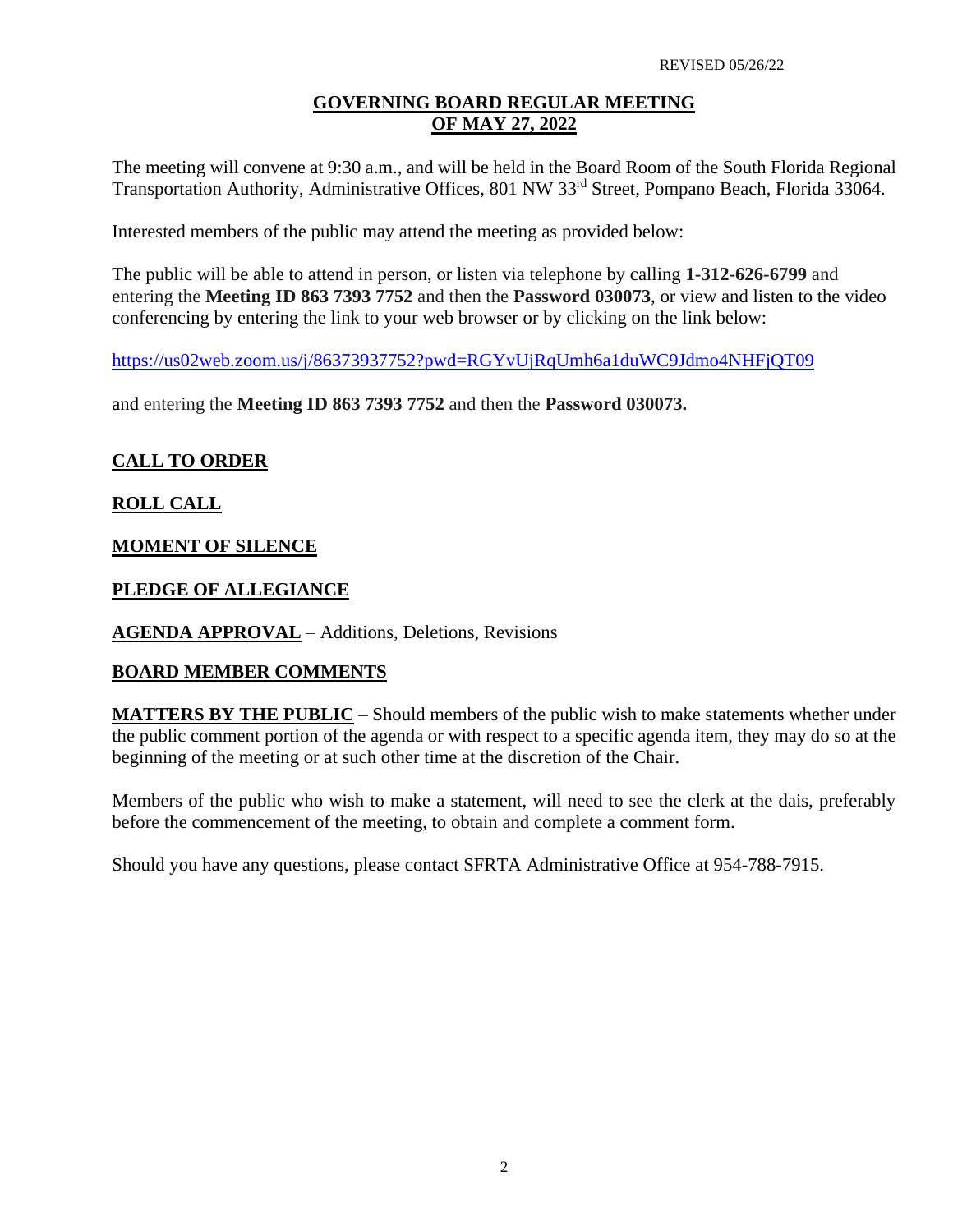REVISED 05/26/22

# GOVERNING BOARD REGULAR MEETING OF MAY 27, 2022

The meeting will convene at 9:30 a.m., and will be held in the Board Room of the South Florida Regional Transportation Authority, Administrative Offices, 801 NW 33rd Street, Pompano Beach, Florida 33064.

Interested members of the public may attend the meeting as provided below:

The public will be able to attend in person, or listen via telephone by calling **1-312-626-6799** and entering the **Meeting ID 863 7393 7752** and then the **Password 030073**, or view and listen to the video conferencing by entering the link to your web browser or by clicking on the link below:

https://us02web.zoom.us/j/86373937752?pwd=RGYvUjRqUmh6a1duWC9Jdmo4NHFjQT09

and entering the **Meeting ID 863 7393 7752** and then the **Password 030073.**

## CALL TO ORDER

## ROLL CALL

## MOMENT OF SILENCE

## PLEDGE OF ALLEGIANCE

**AGENDA APPROVAL** – Additions, Deletions, Revisions

## BOARD MEMBER COMMENTS

**MATTERS BY THE PUBLIC** – Should members of the public wish to make statements whether under the public comment portion of the agenda or with respect to a specific agenda item, they may do so at the beginning of the meeting or at such other time at the discretion of the Chair.

Members of the public who wish to make a statement, will need to see the clerk at the dais, preferably before the commencement of the meeting, to obtain and complete a comment form.

Should you have any questions, please contact SFRTA Administrative Office at 954-788-7915.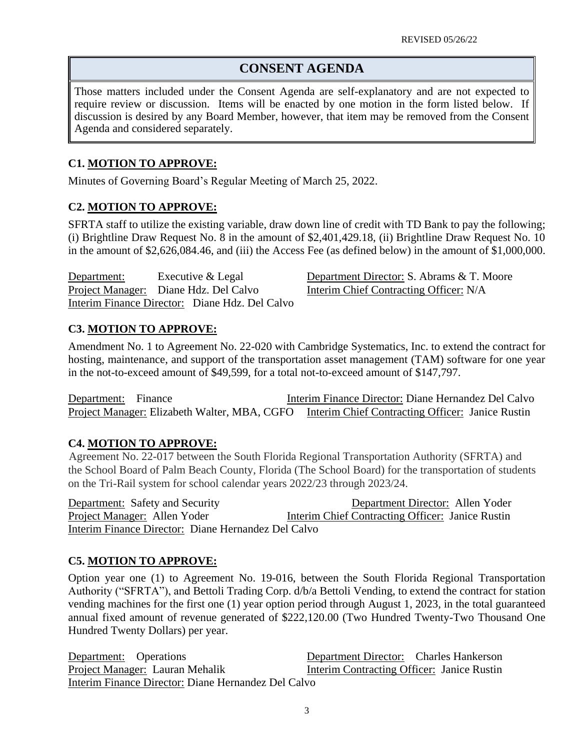REVISED 05/26/22

# CONSENT AGENDA

Those matters included under the Consent Agenda are self-explanatory and are not expected to require review or discussion. Items will be enacted by one motion in the form listed below. If discussion is desired by any Board Member, however, that item may be removed from the Consent Agenda and considered separately.

### C1. MOTION TO APPROVE:

Minutes of Governing Board's Regular Meeting of March 25, 2022.

### C2. MOTION TO APPROVE:

SFRTA staff to utilize the existing variable, draw down line of credit with TD Bank to pay the following; (i) Brightline Draw Request No. 8 in the amount of $2,401,429.18, (ii) Brightline Draw Request No. 10 in the amount of $2,626,084.46, and (iii) the Access Fee (as defined below) in the amount of $1,000,000.

Department: Executive & Legal
Department Director: S. Abrams & T. Moore
Project Manager: Diane Hdz. Del Calvo
Interim Chief Contracting Officer: N/A
Interim Finance Director: Diane Hdz. Del Calvo

### C3. MOTION TO APPROVE:

Amendment No. 1 to Agreement No. 22-020 with Cambridge Systematics, Inc. to extend the contract for hosting, maintenance, and support of the transportation asset management (TAM) software for one year in the not-to-exceed amount of $49,599, for a total not-to-exceed amount of $147,797.

Department: Finance
Interim Finance Director: Diane Hernandez Del Calvo
Project Manager: Elizabeth Walter, MBA, CGFO
Interim Chief Contracting Officer: Janice Rustin

### C4. MOTION TO APPROVE:

Agreement No. 22-017 between the South Florida Regional Transportation Authority (SFRTA) and the School Board of Palm Beach County, Florida (The School Board) for the transportation of students on the Tri-Rail system for school calendar years 2022/23 through 2023/24.

Department: Safety and Security
Department Director: Allen Yoder
Project Manager: Allen Yoder
Interim Chief Contracting Officer: Janice Rustin
Interim Finance Director: Diane Hernandez Del Calvo

### C5. MOTION TO APPROVE:

Option year one (1) to Agreement No. 19-016, between the South Florida Regional Transportation Authority ("SFRTA"), and Bettoli Trading Corp. d/b/a Bettoli Vending, to extend the contract for station vending machines for the first one (1) year option period through August 1, 2023, in the total guaranteed annual fixed amount of revenue generated of $222,120.00 (Two Hundred Twenty-Two Thousand One Hundred Twenty Dollars) per year.

Department: Operations
Department Director: Charles Hankerson
Project Manager: Lauran Mehalik
Interim Contracting Officer: Janice Rustin
Interim Finance Director: Diane Hernandez Del Calvo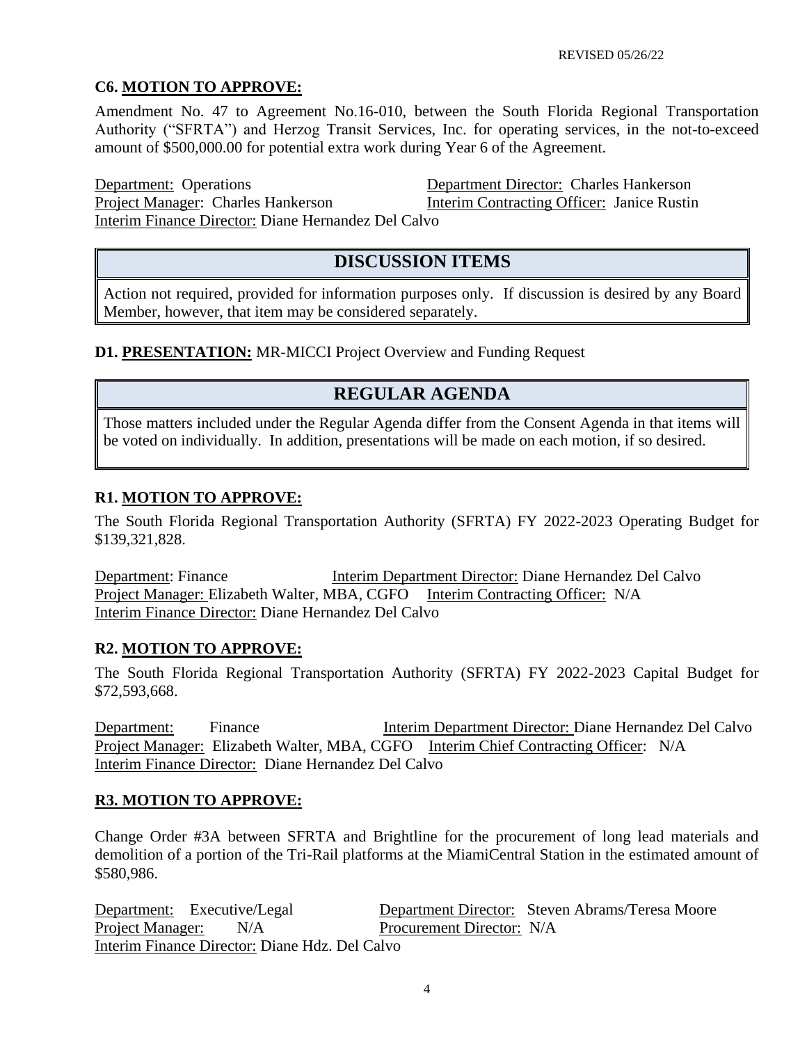REVISED 05/26/22

**C6. <u>MOTION TO APPROVE:</u>**

Amendment No. 47 to Agreement No.16-010, between the South Florida Regional Transportation Authority ("SFRTA") and Herzog Transit Services, Inc. for operating services, in the not-to-exceed amount of $500,000.00 for potential extra work during Year 6 of the Agreement.

<u>Department:</u> Operations
<u>Department Director:</u> Charles Hankerson
<u>Project Manager</u>: Charles Hankerson
<u>Interim Contracting Officer:</u> Janice Rustin
<u>Interim Finance Director:</u> Diane Hernandez Del Calvo

## DISCUSSION ITEMS

Action not required, provided for information purposes only. If discussion is desired by any Board Member, however, that item may be considered separately.

**D1. <u>PRESENTATION:</u>** MR-MICCI Project Overview and Funding Request

## REGULAR AGENDA

Those matters included under the Regular Agenda differ from the Consent Agenda in that items will be voted on individually. In addition, presentations will be made on each motion, if so desired.

**R1. <u>MOTION TO APPROVE:</u>**

The South Florida Regional Transportation Authority (SFRTA) FY 2022-2023 Operating Budget for $139,321,828.

<u>Department</u>: Finance
<u>Interim Department Director:</u> Diane Hernandez Del Calvo
<u>Project Manager:</u> Elizabeth Walter, MBA, CGFO
<u>Interim Contracting Officer:</u> N/A
<u>Interim Finance Director:</u> Diane Hernandez Del Calvo

**R2. <u>MOTION TO APPROVE:</u>**

The South Florida Regional Transportation Authority (SFRTA) FY 2022-2023 Capital Budget for $72,593,668.

<u>Department:</u> Finance
<u>Interim Department Director:</u> Diane Hernandez Del Calvo
<u>Project Manager:</u> Elizabeth Walter, MBA, CGFO
<u>Interim Chief Contracting Officer</u>: N/A
<u>Interim Finance Director:</u> Diane Hernandez Del Calvo

**<u>R3. MOTION TO APPROVE:</u>**

Change Order #3A between SFRTA and Brightline for the procurement of long lead materials and demolition of a portion of the Tri-Rail platforms at the MiamiCentral Station in the estimated amount of $580,986.

<u>Department:</u> Executive/Legal
<u>Department Director:</u> Steven Abrams/Teresa Moore
<u>Project Manager:</u> N/A
<u>Procurement Director:</u> N/A
<u>Interim Finance Director:</u> Diane Hdz. Del Calvo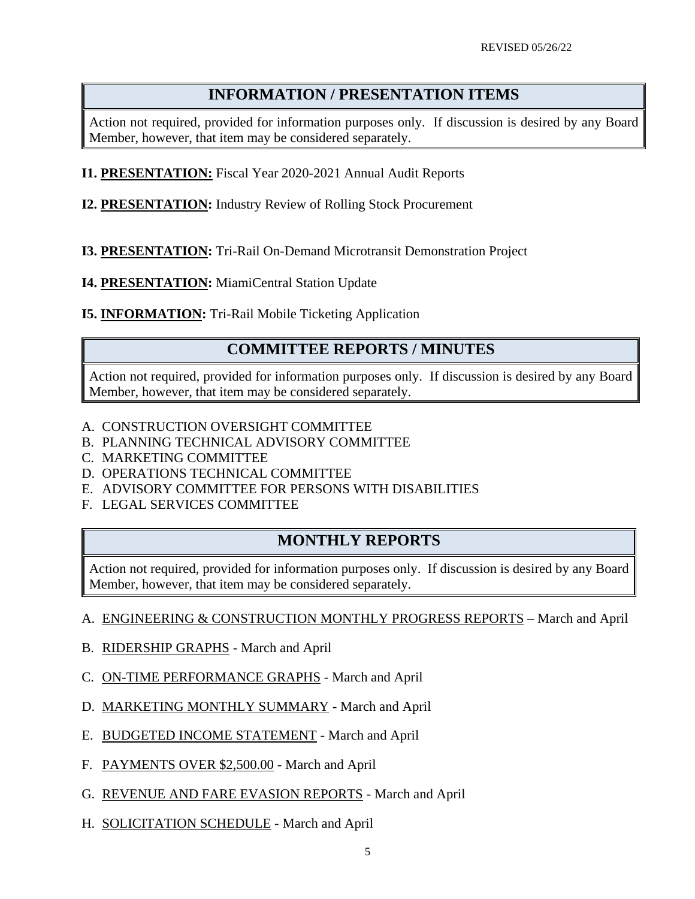REVISED 05/26/22

## INFORMATION / PRESENTATION ITEMS

Action not required, provided for information purposes only. If discussion is desired by any Board Member, however, that item may be considered separately.

**I1. PRESENTATION:** Fiscal Year 2020-2021 Annual Audit Reports

**I2. PRESENTATION:** Industry Review of Rolling Stock Procurement

**I3. PRESENTATION:** Tri-Rail On-Demand Microtransit Demonstration Project

**I4. PRESENTATION:** MiamiCentral Station Update

**I5. INFORMATION:** Tri-Rail Mobile Ticketing Application

## COMMITTEE REPORTS / MINUTES

Action not required, provided for information purposes only. If discussion is desired by any Board Member, however, that item may be considered separately.

A. CONSTRUCTION OVERSIGHT COMMITTEE
B. PLANNING TECHNICAL ADVISORY COMMITTEE
C. MARKETING COMMITTEE
D. OPERATIONS TECHNICAL COMMITTEE
E. ADVISORY COMMITTEE FOR PERSONS WITH DISABILITIES
F. LEGAL SERVICES COMMITTEE

## MONTHLY REPORTS

Action not required, provided for information purposes only. If discussion is desired by any Board Member, however, that item may be considered separately.

A. ENGINEERING & CONSTRUCTION MONTHLY PROGRESS REPORTS – March and April

B. RIDERSHIP GRAPHS - March and April

C. ON-TIME PERFORMANCE GRAPHS - March and April

D. MARKETING MONTHLY SUMMARY - March and April

E. BUDGETED INCOME STATEMENT - March and April

F. PAYMENTS OVER $2,500.00 - March and April

G. REVENUE AND FARE EVASION REPORTS - March and April

H. SOLICITATION SCHEDULE - March and April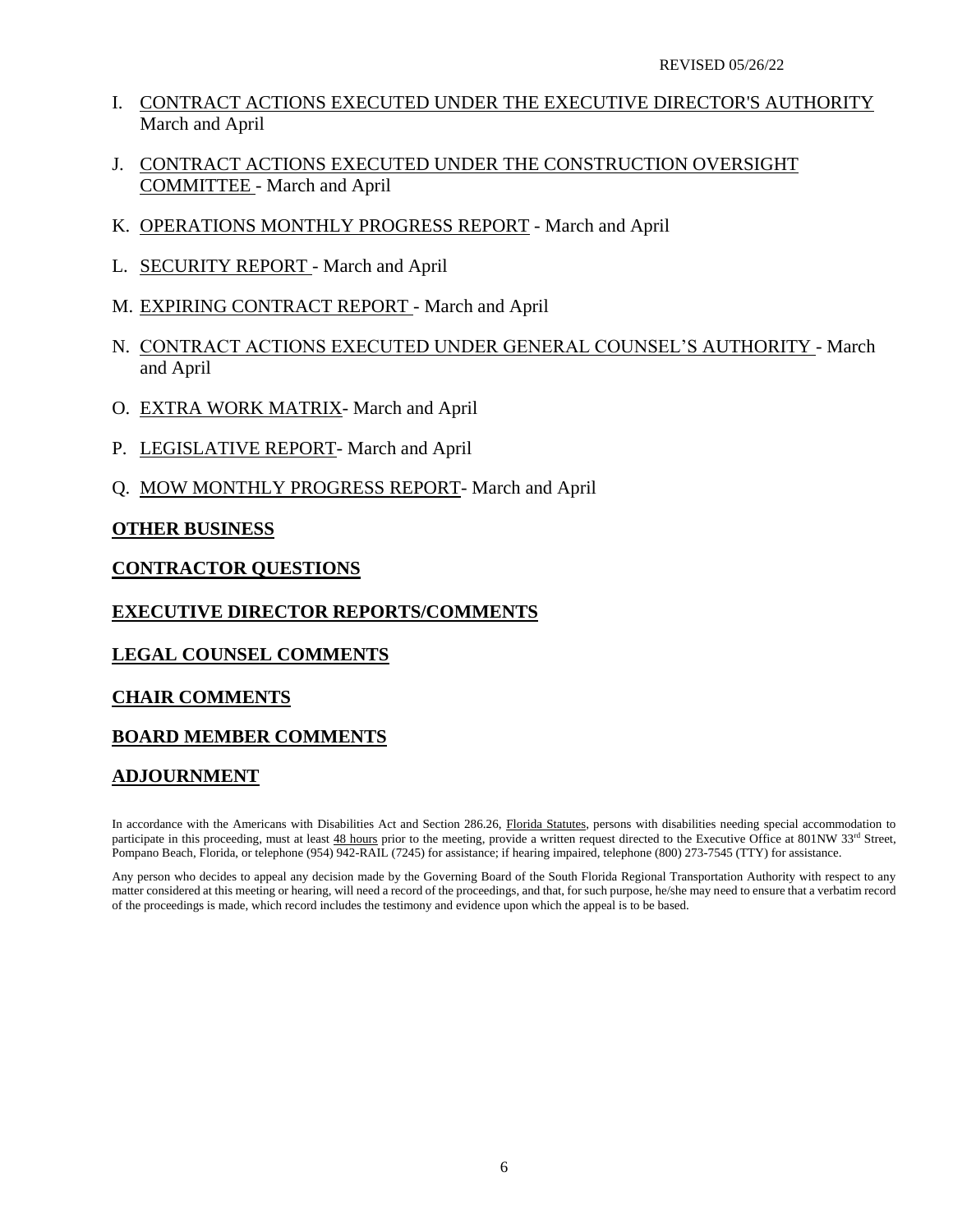REVISED 05/26/22

I. CONTRACT ACTIONS EXECUTED UNDER THE EXECUTIVE DIRECTOR'S AUTHORITY March and April

J. CONTRACT ACTIONS EXECUTED UNDER THE CONSTRUCTION OVERSIGHT COMMITTEE - March and April

K. OPERATIONS MONTHLY PROGRESS REPORT - March and April

L. SECURITY REPORT - March and April

M. EXPIRING CONTRACT REPORT - March and April

N. CONTRACT ACTIONS EXECUTED UNDER GENERAL COUNSEL'S AUTHORITY - March and April

O. EXTRA WORK MATRIX- March and April

P. LEGISLATIVE REPORT- March and April

Q. MOW MONTHLY PROGRESS REPORT- March and April

**OTHER BUSINESS**

**CONTRACTOR QUESTIONS**

**EXECUTIVE DIRECTOR REPORTS/COMMENTS**

**LEGAL COUNSEL COMMENTS**

**CHAIR COMMENTS**

**BOARD MEMBER COMMENTS**

**ADJOURNMENT**

In accordance with the Americans with Disabilities Act and Section 286.26, Florida Statutes, persons with disabilities needing special accommodation to participate in this proceeding, must at least 48 hours prior to the meeting, provide a written request directed to the Executive Office at 801NW 33rd Street, Pompano Beach, Florida, or telephone (954) 942-RAIL (7245) for assistance; if hearing impaired, telephone (800) 273-7545 (TTY) for assistance.

Any person who decides to appeal any decision made by the Governing Board of the South Florida Regional Transportation Authority with respect to any matter considered at this meeting or hearing, will need a record of the proceedings, and that, for such purpose, he/she may need to ensure that a verbatim record of the proceedings is made, which record includes the testimony and evidence upon which the appeal is to be based.